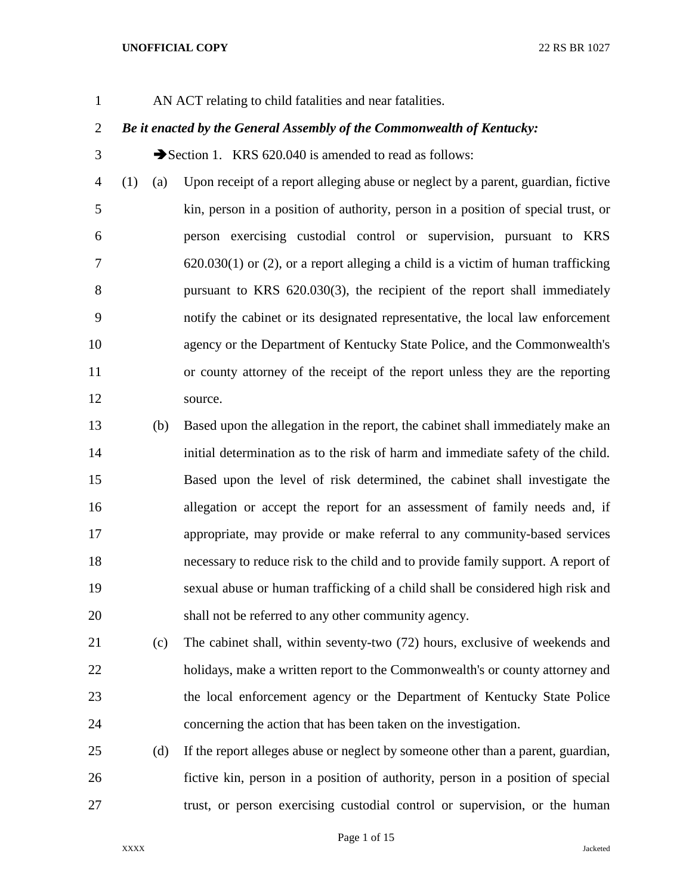AN ACT relating to child fatalities and near fatalities.

***Be it enacted by the General Assembly of the Commonwealth of Kentucky:***

➔Section 1. KRS 620.040 is amended to read as follows:

(1) (a) Upon receipt of a report alleging abuse or neglect by a parent, guardian, fictive kin, person in a position of authority, person in a position of special trust, or person exercising custodial control or supervision, pursuant to KRS 620.030(1) or (2), or a report alleging a child is a victim of human trafficking pursuant to KRS 620.030(3), the recipient of the report shall immediately notify the cabinet or its designated representative, the local law enforcement agency or the Department of Kentucky State Police, and the Commonwealth's or county attorney of the receipt of the report unless they are the reporting source.

(b) Based upon the allegation in the report, the cabinet shall immediately make an initial determination as to the risk of harm and immediate safety of the child. Based upon the level of risk determined, the cabinet shall investigate the allegation or accept the report for an assessment of family needs and, if appropriate, may provide or make referral to any community-based services necessary to reduce risk to the child and to provide family support. A report of sexual abuse or human trafficking of a child shall be considered high risk and shall not be referred to any other community agency.

(c) The cabinet shall, within seventy-two (72) hours, exclusive of weekends and holidays, make a written report to the Commonwealth's or county attorney and the local enforcement agency or the Department of Kentucky State Police concerning the action that has been taken on the investigation.

(d) If the report alleges abuse or neglect by someone other than a parent, guardian, fictive kin, person in a position of authority, person in a position of special trust, or person exercising custodial control or supervision, or the human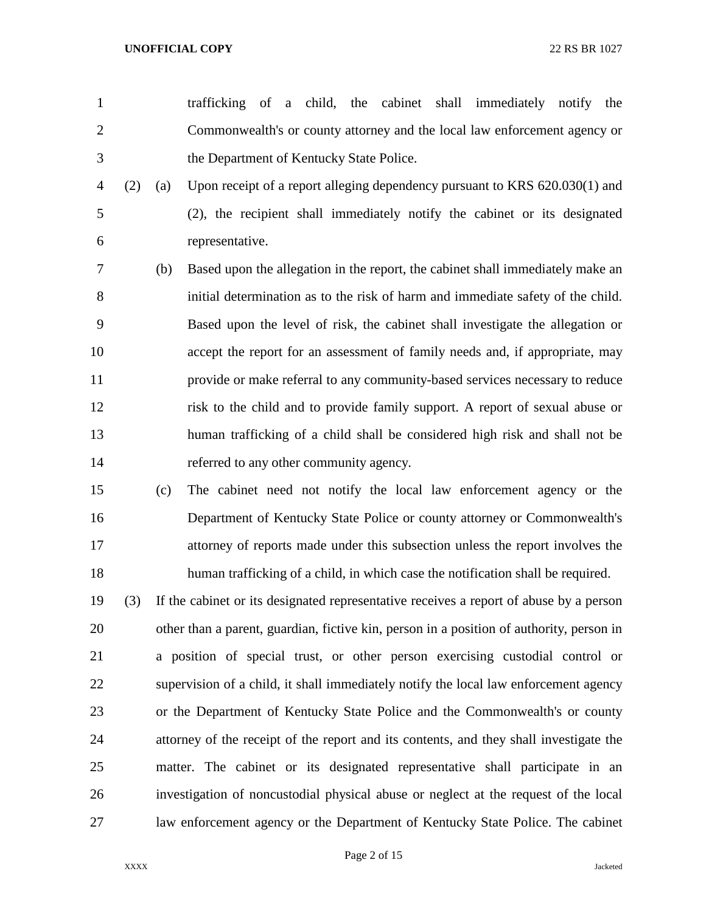trafficking of a child, the cabinet shall immediately notify the Commonwealth's or county attorney and the local law enforcement agency or the Department of Kentucky State Police.

(2) (a) Upon receipt of a report alleging dependency pursuant to KRS 620.030(1) and (2), the recipient shall immediately notify the cabinet or its designated representative.

(b) Based upon the allegation in the report, the cabinet shall immediately make an initial determination as to the risk of harm and immediate safety of the child. Based upon the level of risk, the cabinet shall investigate the allegation or accept the report for an assessment of family needs and, if appropriate, may provide or make referral to any community-based services necessary to reduce risk to the child and to provide family support. A report of sexual abuse or human trafficking of a child shall be considered high risk and shall not be referred to any other community agency.

(c) The cabinet need not notify the local law enforcement agency or the Department of Kentucky State Police or county attorney or Commonwealth's attorney of reports made under this subsection unless the report involves the human trafficking of a child, in which case the notification shall be required.

(3) If the cabinet or its designated representative receives a report of abuse by a person other than a parent, guardian, fictive kin, person in a position of authority, person in a position of special trust, or other person exercising custodial control or supervision of a child, it shall immediately notify the local law enforcement agency or the Department of Kentucky State Police and the Commonwealth's or county attorney of the receipt of the report and its contents, and they shall investigate the matter. The cabinet or its designated representative shall participate in an investigation of noncustodial physical abuse or neglect at the request of the local law enforcement agency or the Department of Kentucky State Police. The cabinet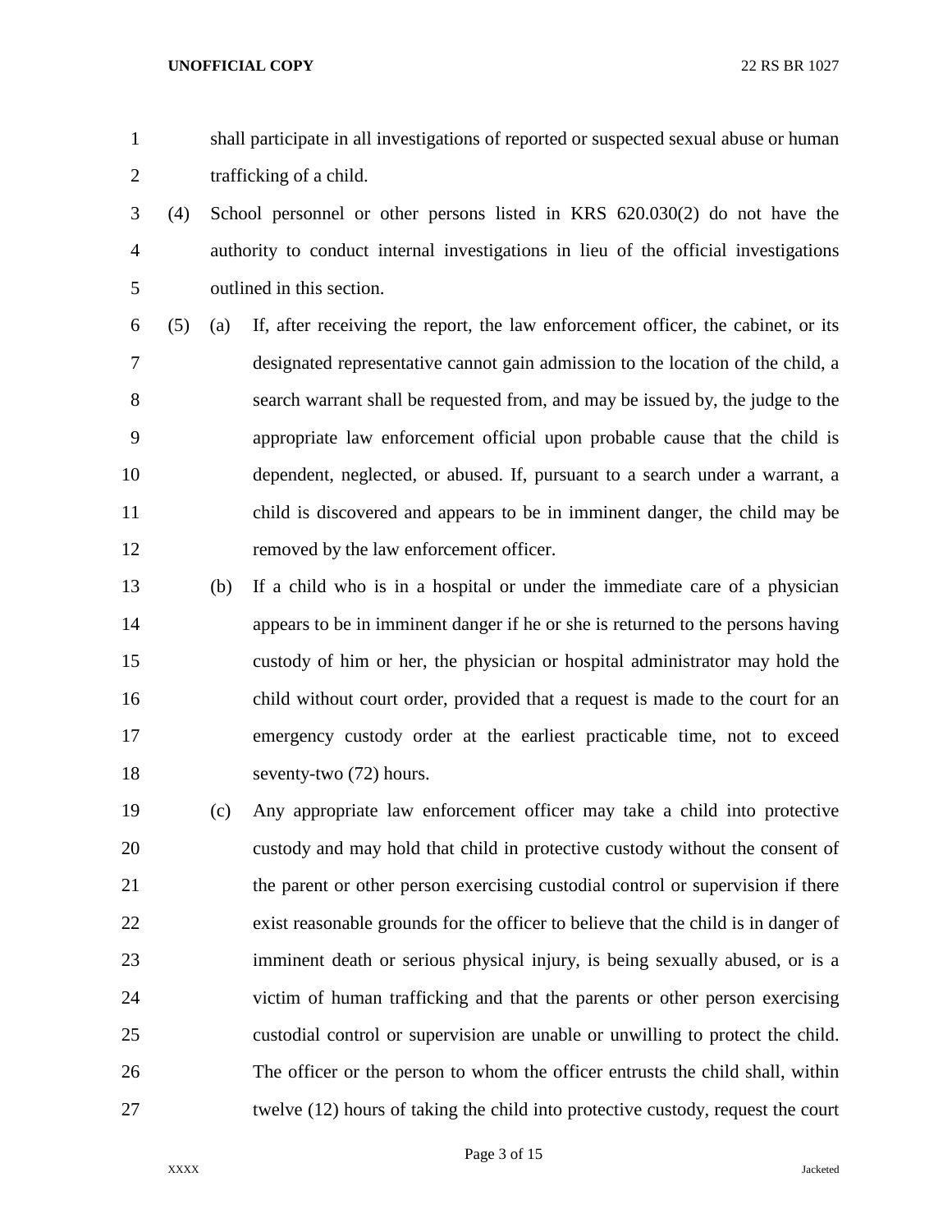shall participate in all investigations of reported or suspected sexual abuse or human trafficking of a child.

(4) School personnel or other persons listed in KRS 620.030(2) do not have the authority to conduct internal investigations in lieu of the official investigations outlined in this section.

(5) (a) If, after receiving the report, the law enforcement officer, the cabinet, or its designated representative cannot gain admission to the location of the child, a search warrant shall be requested from, and may be issued by, the judge to the appropriate law enforcement official upon probable cause that the child is dependent, neglected, or abused. If, pursuant to a search under a warrant, a child is discovered and appears to be in imminent danger, the child may be removed by the law enforcement officer.

(b) If a child who is in a hospital or under the immediate care of a physician appears to be in imminent danger if he or she is returned to the persons having custody of him or her, the physician or hospital administrator may hold the child without court order, provided that a request is made to the court for an emergency custody order at the earliest practicable time, not to exceed seventy-two (72) hours.

(c) Any appropriate law enforcement officer may take a child into protective custody and may hold that child in protective custody without the consent of the parent or other person exercising custodial control or supervision if there exist reasonable grounds for the officer to believe that the child is in danger of imminent death or serious physical injury, is being sexually abused, or is a victim of human trafficking and that the parents or other person exercising custodial control or supervision are unable or unwilling to protect the child. The officer or the person to whom the officer entrusts the child shall, within twelve (12) hours of taking the child into protective custody, request the court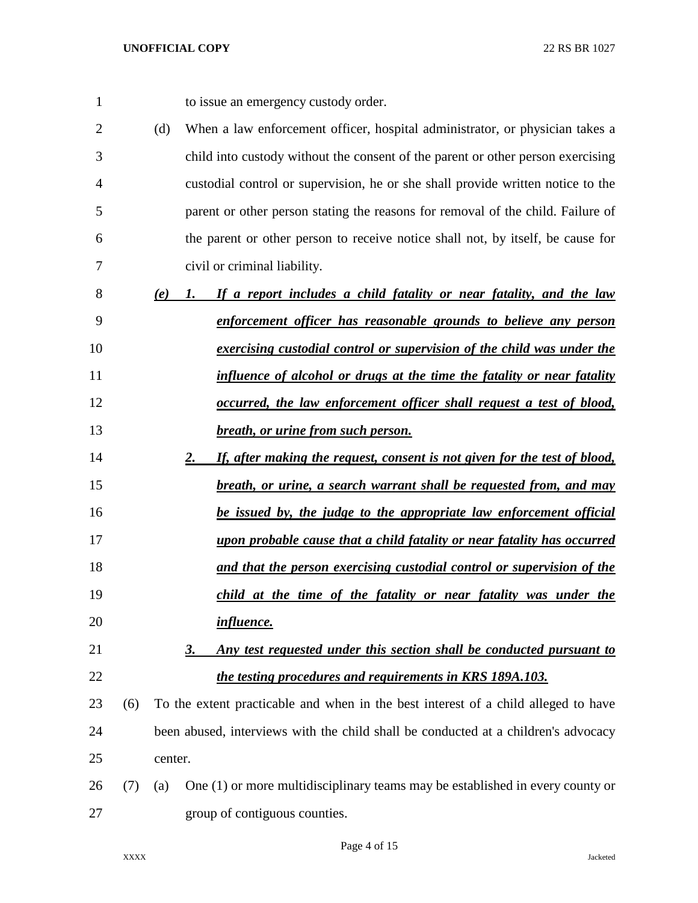to issue an emergency custody order.

(d) When a law enforcement officer, hospital administrator, or physician takes a child into custody without the consent of the parent or other person exercising custodial control or supervision, he or she shall provide written notice to the parent or other person stating the reasons for removal of the child. Failure of the parent or other person to receive notice shall not, by itself, be cause for civil or criminal liability.

***(e) 1. If a report includes a child fatality or near fatality, and the law enforcement officer has reasonable grounds to believe any person exercising custodial control or supervision of the child was under the influence of alcohol or drugs at the time the fatality or near fatality occurred, the law enforcement officer shall request a test of blood, breath, or urine from such person.***

***2. If, after making the request, consent is not given for the test of blood, breath, or urine, a search warrant shall be requested from, and may be issued by, the judge to the appropriate law enforcement official upon probable cause that a child fatality or near fatality has occurred and that the person exercising custodial control or supervision of the child at the time of the fatality or near fatality was under the influence.***

***3. Any test requested under this section shall be conducted pursuant to the testing procedures and requirements in KRS 189A.103.***

(6) To the extent practicable and when in the best interest of a child alleged to have been abused, interviews with the child shall be conducted at a children's advocacy center.

(7) (a) One (1) or more multidisciplinary teams may be established in every county or group of contiguous counties.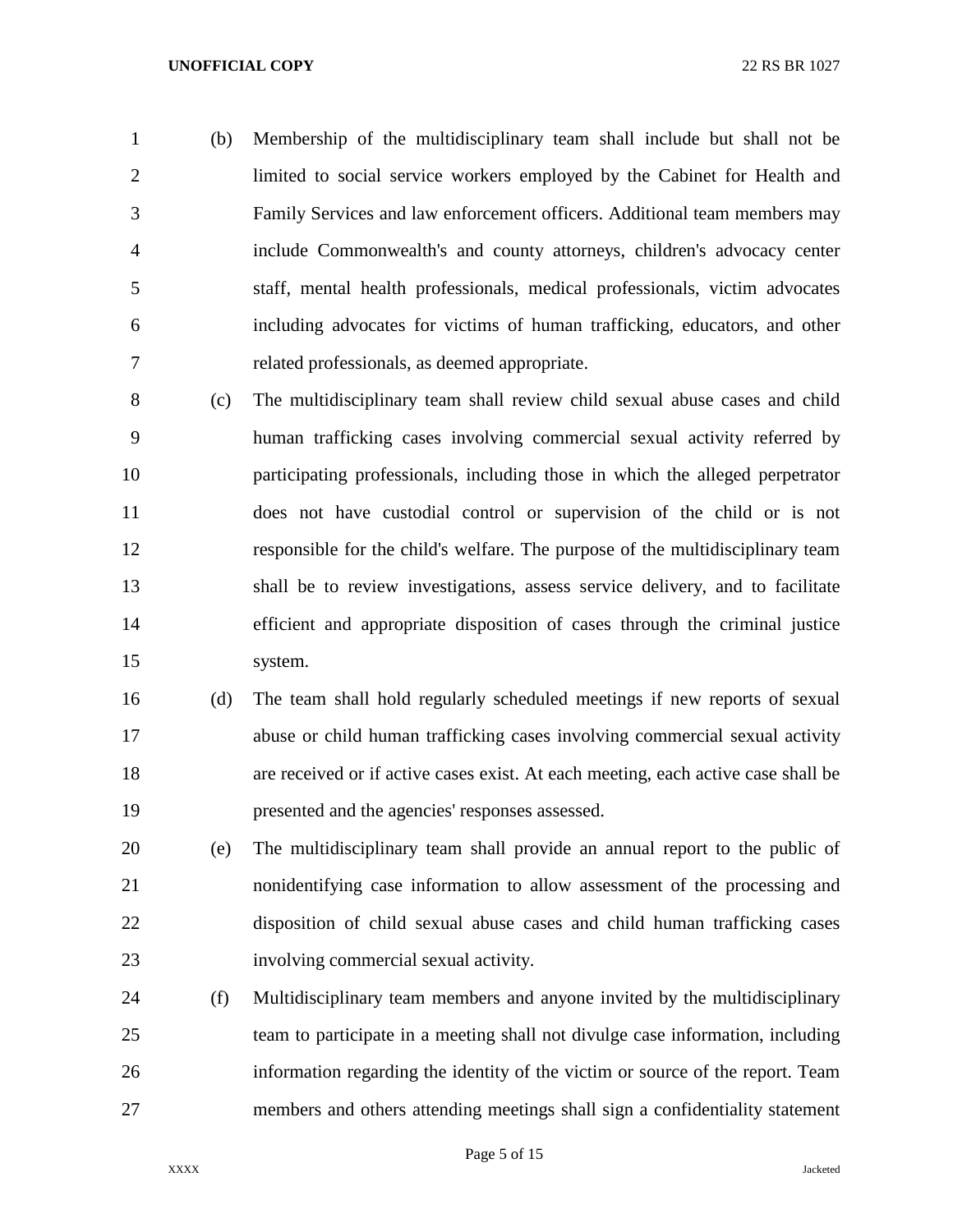(b) Membership of the multidisciplinary team shall include but shall not be limited to social service workers employed by the Cabinet for Health and Family Services and law enforcement officers. Additional team members may include Commonwealth's and county attorneys, children's advocacy center staff, mental health professionals, medical professionals, victim advocates including advocates for victims of human trafficking, educators, and other related professionals, as deemed appropriate.

(c) The multidisciplinary team shall review child sexual abuse cases and child human trafficking cases involving commercial sexual activity referred by participating professionals, including those in which the alleged perpetrator does not have custodial control or supervision of the child or is not responsible for the child's welfare. The purpose of the multidisciplinary team shall be to review investigations, assess service delivery, and to facilitate efficient and appropriate disposition of cases through the criminal justice system.

(d) The team shall hold regularly scheduled meetings if new reports of sexual abuse or child human trafficking cases involving commercial sexual activity are received or if active cases exist. At each meeting, each active case shall be presented and the agencies' responses assessed.

(e) The multidisciplinary team shall provide an annual report to the public of nonidentifying case information to allow assessment of the processing and disposition of child sexual abuse cases and child human trafficking cases involving commercial sexual activity.

(f) Multidisciplinary team members and anyone invited by the multidisciplinary team to participate in a meeting shall not divulge case information, including information regarding the identity of the victim or source of the report. Team members and others attending meetings shall sign a confidentiality statement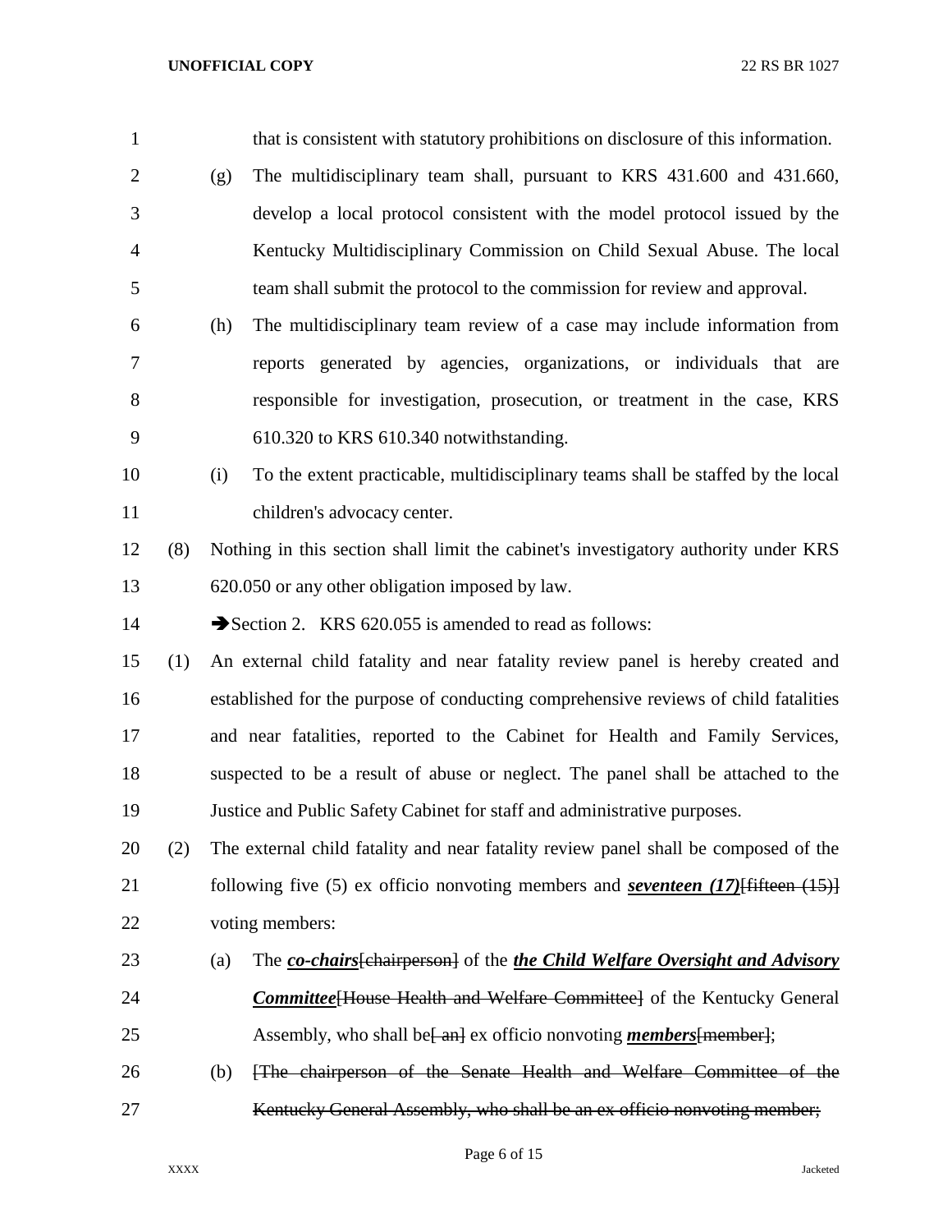that is consistent with statutory prohibitions on disclosure of this information.

(g) The multidisciplinary team shall, pursuant to KRS 431.600 and 431.660, develop a local protocol consistent with the model protocol issued by the Kentucky Multidisciplinary Commission on Child Sexual Abuse. The local team shall submit the protocol to the commission for review and approval.

(h) The multidisciplinary team review of a case may include information from reports generated by agencies, organizations, or individuals that are responsible for investigation, prosecution, or treatment in the case, KRS 610.320 to KRS 610.340 notwithstanding.

(i) To the extent practicable, multidisciplinary teams shall be staffed by the local children's advocacy center.

(8) Nothing in this section shall limit the cabinet's investigatory authority under KRS 620.050 or any other obligation imposed by law.

➔Section 2. KRS 620.055 is amended to read as follows:

(1) An external child fatality and near fatality review panel is hereby created and established for the purpose of conducting comprehensive reviews of child fatalities and near fatalities, reported to the Cabinet for Health and Family Services, suspected to be a result of abuse or neglect. The panel shall be attached to the Justice and Public Safety Cabinet for staff and administrative purposes.

(2) The external child fatality and near fatality review panel shall be composed of the following five (5) ex officio nonvoting members and ***seventeen (17)***~~[fifteen (15)]~~ voting members:

(a) The ***co-chairs***~~[chairperson]~~ of the ***the Child Welfare Oversight and Advisory Committee***~~[House Health and Welfare Committee]~~ of the Kentucky General Assembly, who shall be~~[ an]~~ ex officio nonvoting ***members***~~[member]~~;

(b) ~~[The chairperson of the Senate Health and Welfare Committee of the Kentucky General Assembly, who shall be an ex officio nonvoting member;~~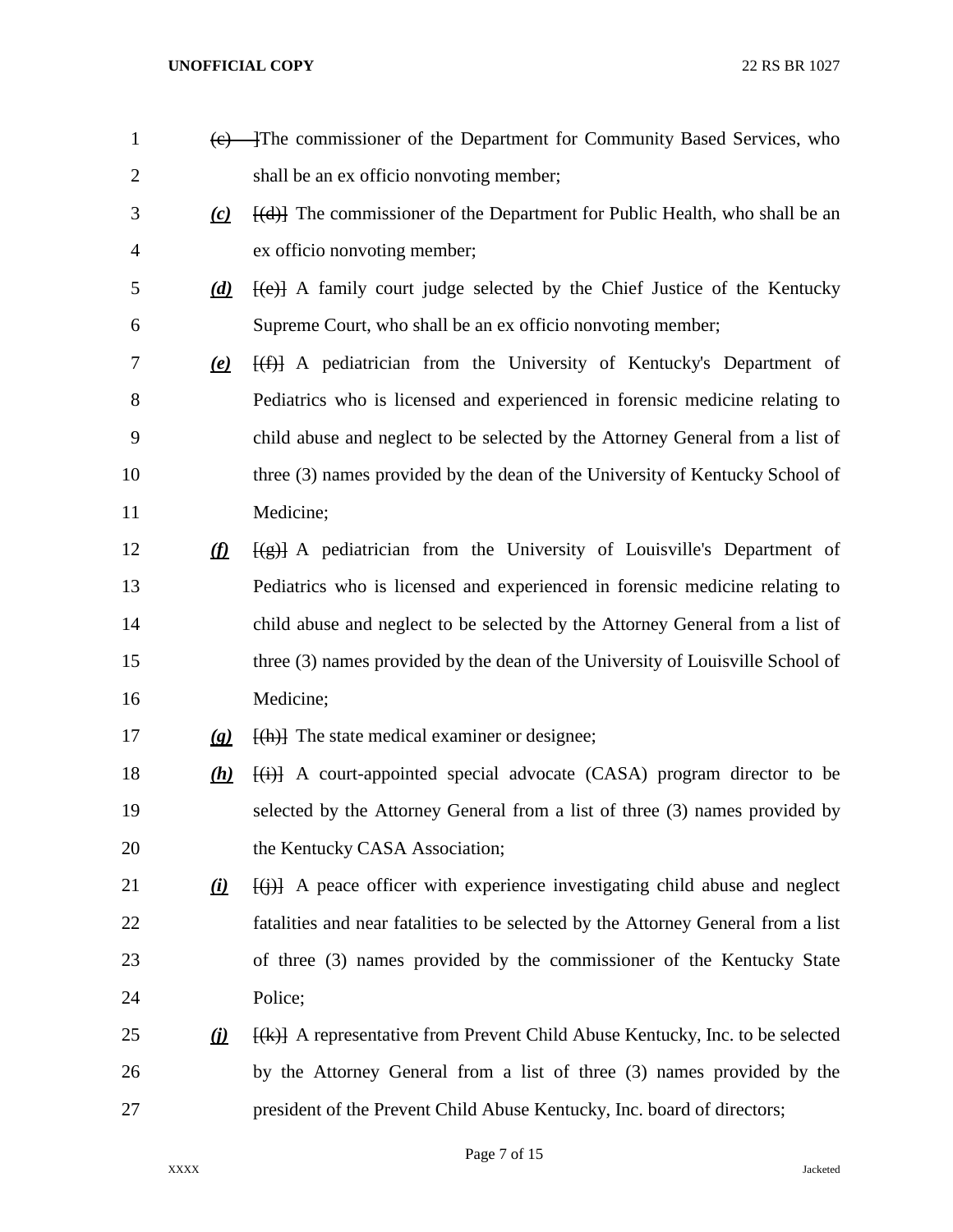~~(c)~~ ]The commissioner of the Department for Community Based Services, who shall be an ex officio nonvoting member;

***(c)*** [~~(d)~~] The commissioner of the Department for Public Health, who shall be an ex officio nonvoting member;

***(d)*** [~~(e)~~] A family court judge selected by the Chief Justice of the Kentucky Supreme Court, who shall be an ex officio nonvoting member;

***(e)*** [~~(f)~~] A pediatrician from the University of Kentucky's Department of Pediatrics who is licensed and experienced in forensic medicine relating to child abuse and neglect to be selected by the Attorney General from a list of three (3) names provided by the dean of the University of Kentucky School of Medicine;

***(f)*** [~~(g)~~] A pediatrician from the University of Louisville's Department of Pediatrics who is licensed and experienced in forensic medicine relating to child abuse and neglect to be selected by the Attorney General from a list of three (3) names provided by the dean of the University of Louisville School of Medicine;

***(g)*** [~~(h)~~] The state medical examiner or designee;

***(h)*** [~~(i)~~] A court-appointed special advocate (CASA) program director to be selected by the Attorney General from a list of three (3) names provided by the Kentucky CASA Association;

***(i)*** [~~(j)~~] A peace officer with experience investigating child abuse and neglect fatalities and near fatalities to be selected by the Attorney General from a list of three (3) names provided by the commissioner of the Kentucky State Police;

***(j)*** [~~(k)~~] A representative from Prevent Child Abuse Kentucky, Inc. to be selected by the Attorney General from a list of three (3) names provided by the president of the Prevent Child Abuse Kentucky, Inc. board of directors;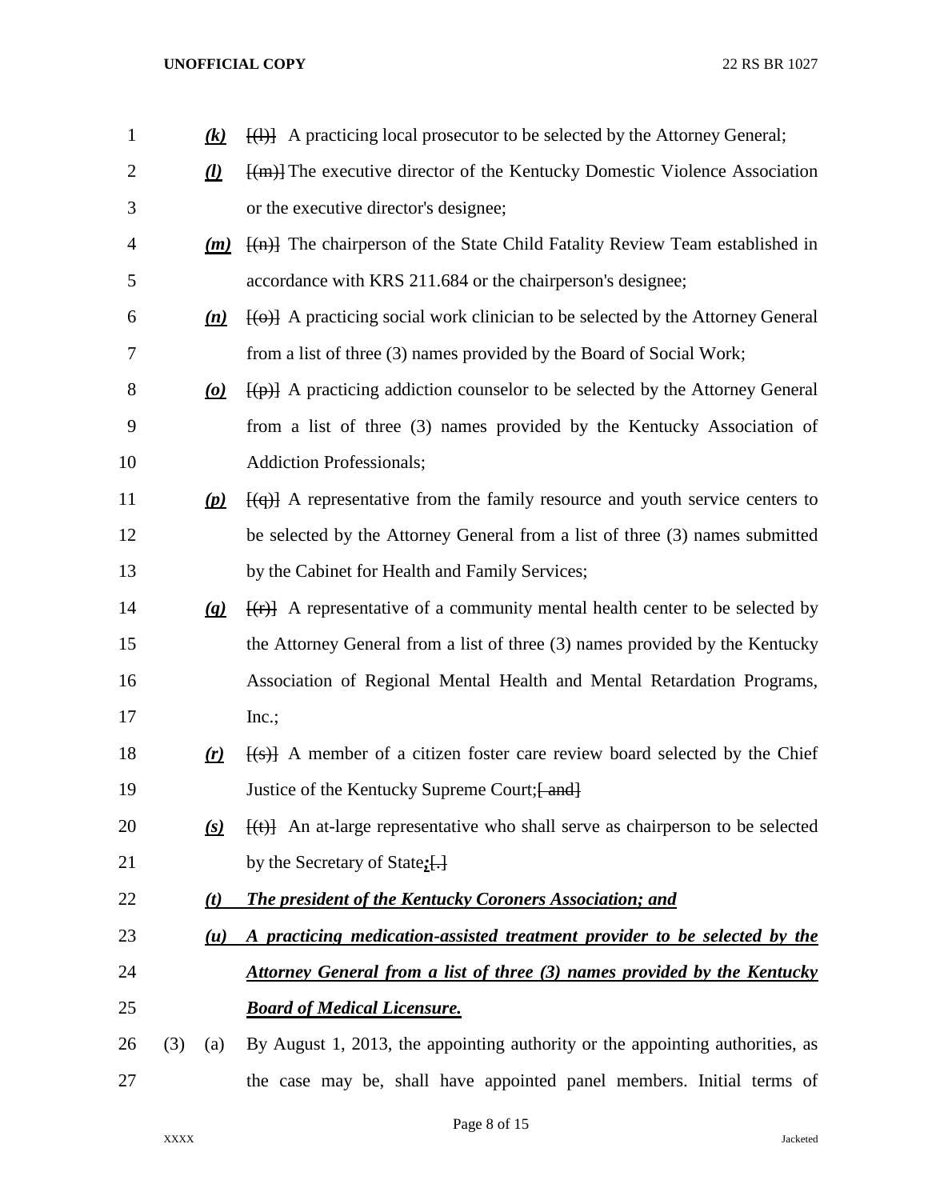(k) [(l)] A practicing local prosecutor to be selected by the Attorney General;

(l) [(m)] The executive director of the Kentucky Domestic Violence Association or the executive director's designee;

(m) [(n)] The chairperson of the State Child Fatality Review Team established in accordance with KRS 211.684 or the chairperson's designee;

(n) [(o)] A practicing social work clinician to be selected by the Attorney General from a list of three (3) names provided by the Board of Social Work;

(o) [(p)] A practicing addiction counselor to be selected by the Attorney General from a list of three (3) names provided by the Kentucky Association of Addiction Professionals;

(p) [(q)] A representative from the family resource and youth service centers to be selected by the Attorney General from a list of three (3) names submitted by the Cabinet for Health and Family Services;

(q) [(r)] A representative of a community mental health center to be selected by the Attorney General from a list of three (3) names provided by the Kentucky Association of Regional Mental Health and Mental Retardation Programs, Inc.;

(r) [(s)] A member of a citizen foster care review board selected by the Chief Justice of the Kentucky Supreme Court;[ and]

(s) [(t)] An at-large representative who shall serve as chairperson to be selected by the Secretary of State;[.]

***(t) The president of the Kentucky Coroners Association; and***

***(u) A practicing medication-assisted treatment provider to be selected by the Attorney General from a list of three (3) names provided by the Kentucky Board of Medical Licensure.***

(3) (a) By August 1, 2013, the appointing authority or the appointing authorities, as the case may be, shall have appointed panel members. Initial terms of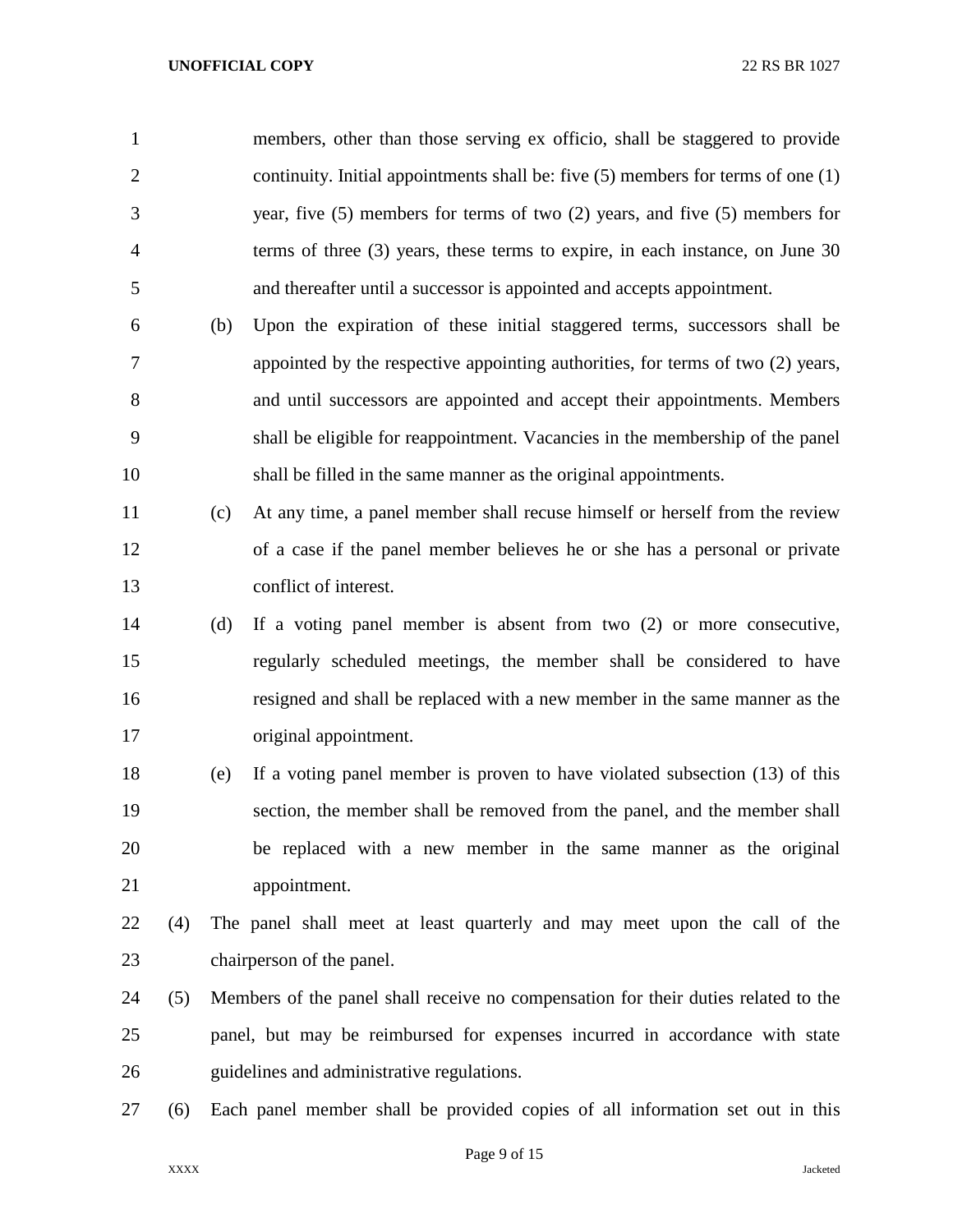members, other than those serving ex officio, shall be staggered to provide continuity. Initial appointments shall be: five (5) members for terms of one (1) year, five (5) members for terms of two (2) years, and five (5) members for terms of three (3) years, these terms to expire, in each instance, on June 30 and thereafter until a successor is appointed and accepts appointment.

(b) Upon the expiration of these initial staggered terms, successors shall be appointed by the respective appointing authorities, for terms of two (2) years, and until successors are appointed and accept their appointments. Members shall be eligible for reappointment. Vacancies in the membership of the panel shall be filled in the same manner as the original appointments.

(c) At any time, a panel member shall recuse himself or herself from the review of a case if the panel member believes he or she has a personal or private conflict of interest.

(d) If a voting panel member is absent from two (2) or more consecutive, regularly scheduled meetings, the member shall be considered to have resigned and shall be replaced with a new member in the same manner as the original appointment.

(e) If a voting panel member is proven to have violated subsection (13) of this section, the member shall be removed from the panel, and the member shall be replaced with a new member in the same manner as the original appointment.

(4) The panel shall meet at least quarterly and may meet upon the call of the chairperson of the panel.

(5) Members of the panel shall receive no compensation for their duties related to the panel, but may be reimbursed for expenses incurred in accordance with state guidelines and administrative regulations.

(6) Each panel member shall be provided copies of all information set out in this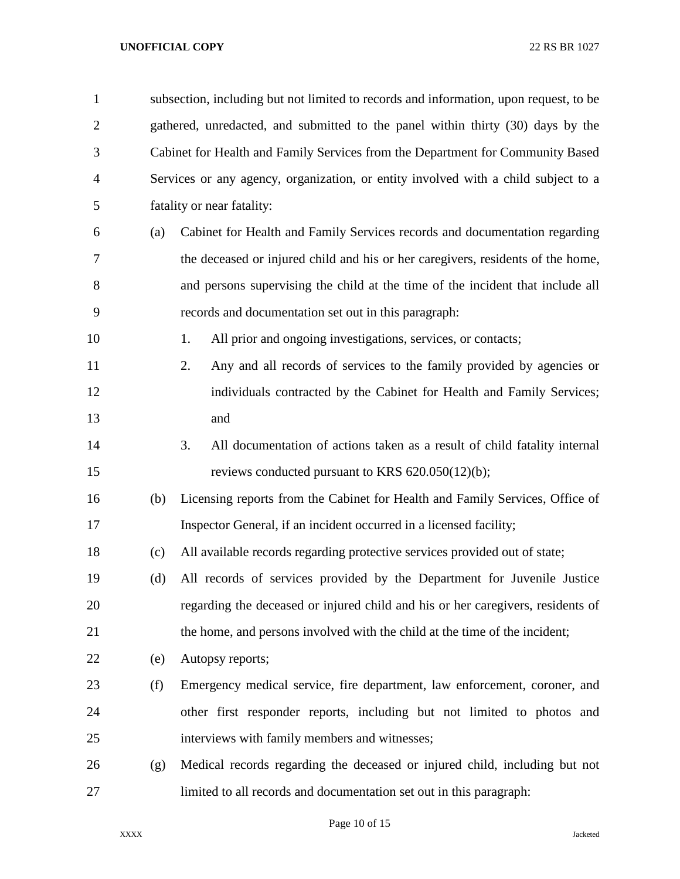subsection, including but not limited to records and information, upon request, to be gathered, unredacted, and submitted to the panel within thirty (30) days by the Cabinet for Health and Family Services from the Department for Community Based Services or any agency, organization, or entity involved with a child subject to a fatality or near fatality:

(a) Cabinet for Health and Family Services records and documentation regarding the deceased or injured child and his or her caregivers, residents of the home, and persons supervising the child at the time of the incident that include all records and documentation set out in this paragraph:

1. All prior and ongoing investigations, services, or contacts;
2. Any and all records of services to the family provided by agencies or individuals contracted by the Cabinet for Health and Family Services; and
3. All documentation of actions taken as a result of child fatality internal reviews conducted pursuant to KRS 620.050(12)(b);

(b) Licensing reports from the Cabinet for Health and Family Services, Office of Inspector General, if an incident occurred in a licensed facility;

(c) All available records regarding protective services provided out of state;

(d) All records of services provided by the Department for Juvenile Justice regarding the deceased or injured child and his or her caregivers, residents of the home, and persons involved with the child at the time of the incident;

(e) Autopsy reports;

(f) Emergency medical service, fire department, law enforcement, coroner, and other first responder reports, including but not limited to photos and interviews with family members and witnesses;

(g) Medical records regarding the deceased or injured child, including but not limited to all records and documentation set out in this paragraph: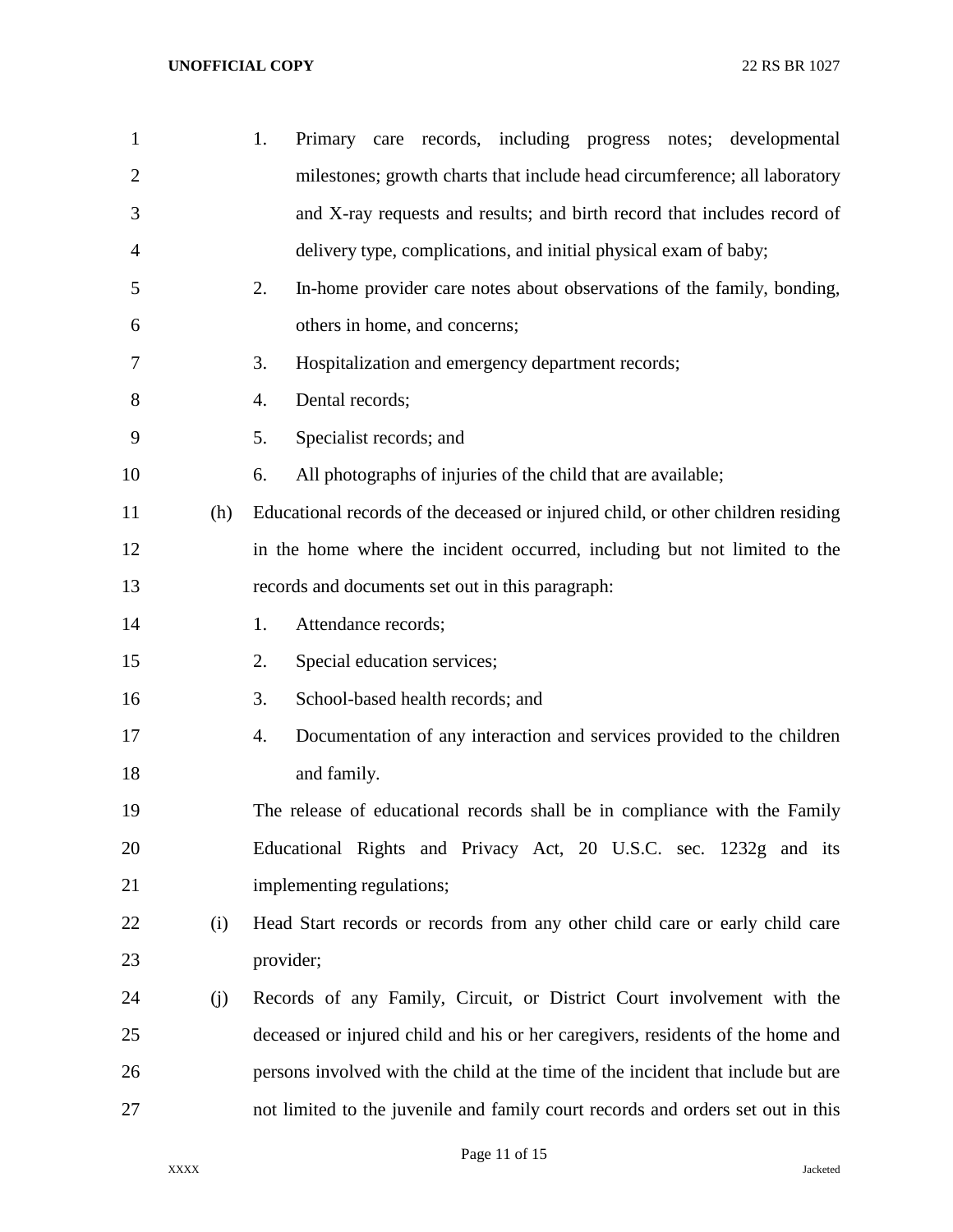1. Primary care records, including progress notes; developmental milestones; growth charts that include head circumference; all laboratory and X-ray requests and results; and birth record that includes record of delivery type, complications, and initial physical exam of baby;
2. In-home provider care notes about observations of the family, bonding, others in home, and concerns;
3. Hospitalization and emergency department records;
4. Dental records;
5. Specialist records; and
6. All photographs of injuries of the child that are available;

(h) Educational records of the deceased or injured child, or other children residing in the home where the incident occurred, including but not limited to the records and documents set out in this paragraph:

1. Attendance records;
2. Special education services;
3. School-based health records; and
4. Documentation of any interaction and services provided to the children and family.

The release of educational records shall be in compliance with the Family Educational Rights and Privacy Act, 20 U.S.C. sec. 1232g and its implementing regulations;

(i) Head Start records or records from any other child care or early child care provider;

(j) Records of any Family, Circuit, or District Court involvement with the deceased or injured child and his or her caregivers, residents of the home and persons involved with the child at the time of the incident that include but are not limited to the juvenile and family court records and orders set out in this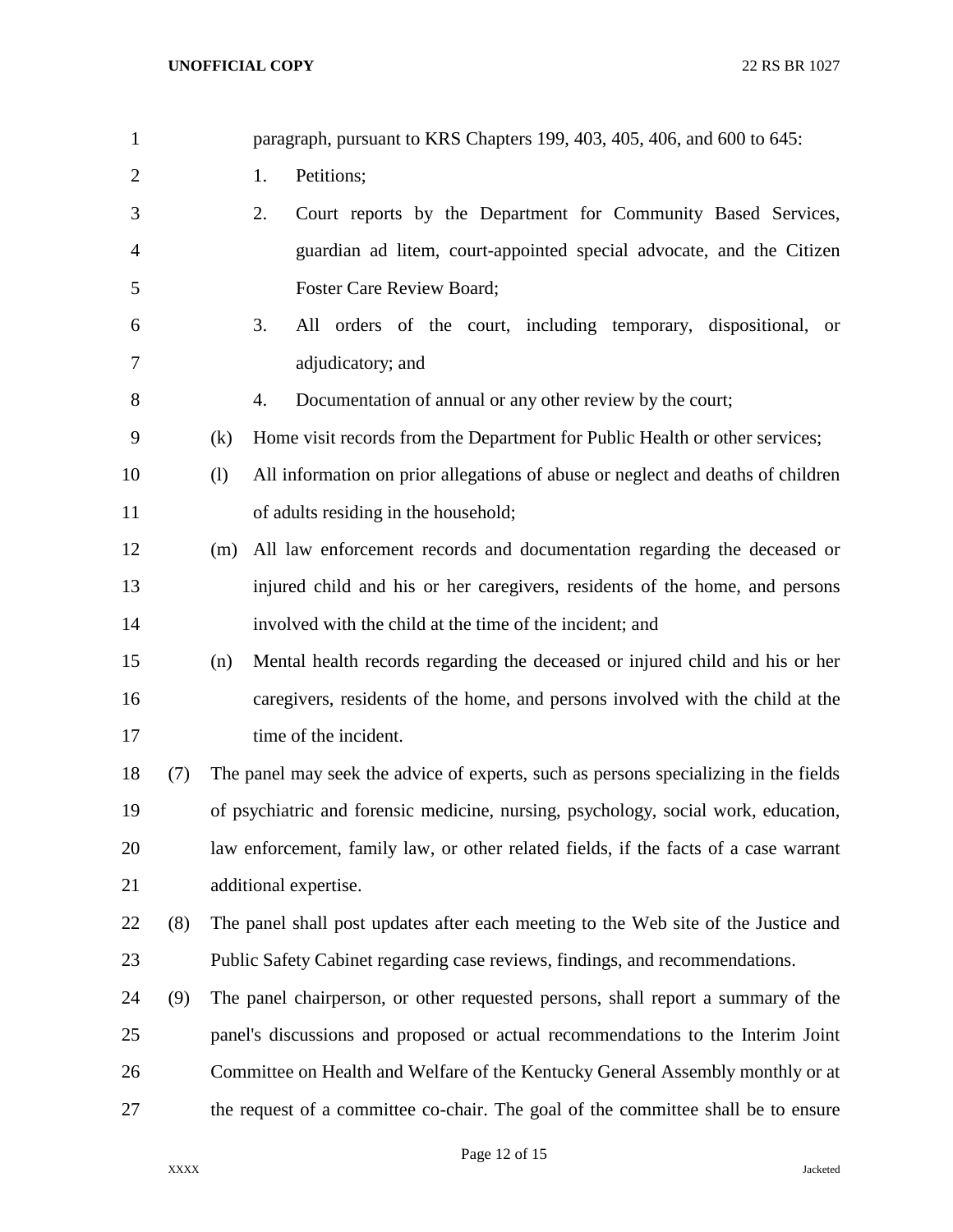paragraph, pursuant to KRS Chapters 199, 403, 405, 406, and 600 to 645:

1. Petitions;
2. Court reports by the Department for Community Based Services, guardian ad litem, court-appointed special advocate, and the Citizen Foster Care Review Board;
3. All orders of the court, including temporary, dispositional, or adjudicatory; and
4. Documentation of annual or any other review by the court;

(k) Home visit records from the Department for Public Health or other services;

(l) All information on prior allegations of abuse or neglect and deaths of children of adults residing in the household;

(m) All law enforcement records and documentation regarding the deceased or injured child and his or her caregivers, residents of the home, and persons involved with the child at the time of the incident; and

(n) Mental health records regarding the deceased or injured child and his or her caregivers, residents of the home, and persons involved with the child at the time of the incident.

(7) The panel may seek the advice of experts, such as persons specializing in the fields of psychiatric and forensic medicine, nursing, psychology, social work, education, law enforcement, family law, or other related fields, if the facts of a case warrant additional expertise.

(8) The panel shall post updates after each meeting to the Web site of the Justice and Public Safety Cabinet regarding case reviews, findings, and recommendations.

(9) The panel chairperson, or other requested persons, shall report a summary of the panel's discussions and proposed or actual recommendations to the Interim Joint Committee on Health and Welfare of the Kentucky General Assembly monthly or at the request of a committee co-chair. The goal of the committee shall be to ensure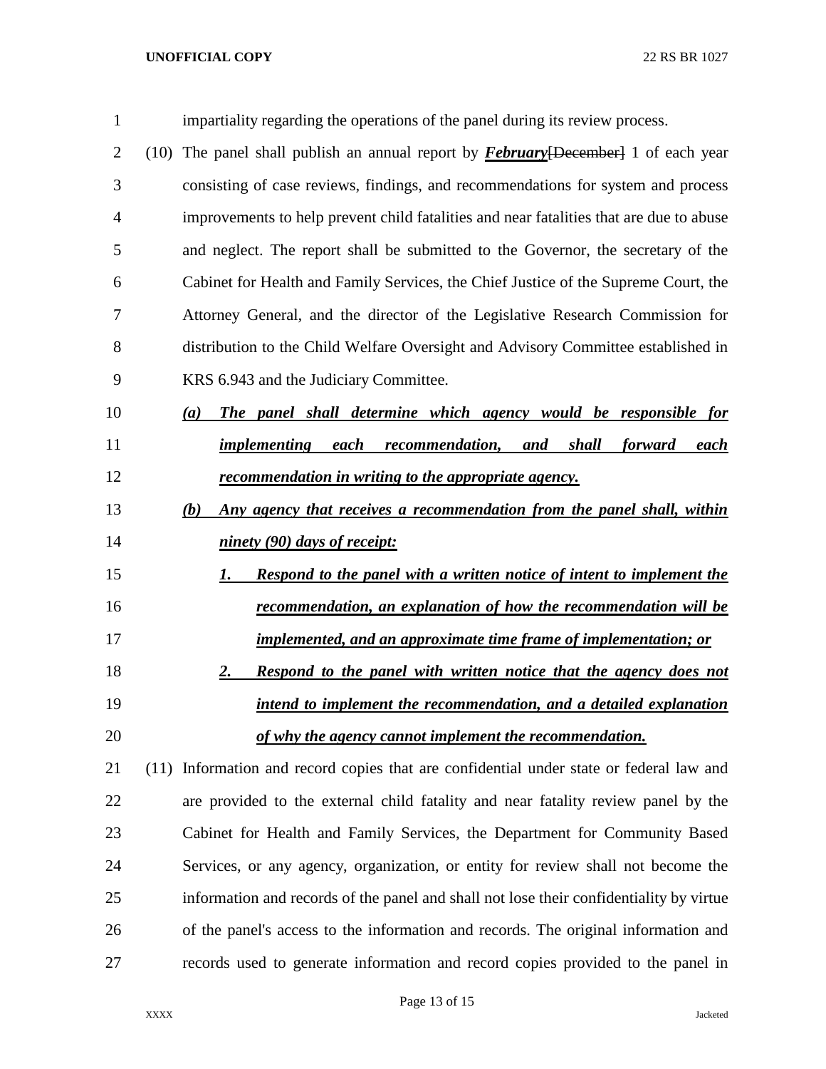impartiality regarding the operations of the panel during its review process.

(10) The panel shall publish an annual report by ***February***[December] 1 of each year consisting of case reviews, findings, and recommendations for system and process improvements to help prevent child fatalities and near fatalities that are due to abuse and neglect. The report shall be submitted to the Governor, the secretary of the Cabinet for Health and Family Services, the Chief Justice of the Supreme Court, the Attorney General, and the director of the Legislative Research Commission for distribution to the Child Welfare Oversight and Advisory Committee established in KRS 6.943 and the Judiciary Committee.

*(a) The panel shall determine which agency would be responsible for implementing each recommendation, and shall forward each recommendation in writing to the appropriate agency.*

*(b) Any agency that receives a recommendation from the panel shall, within ninety (90) days of receipt:*

*1. Respond to the panel with a written notice of intent to implement the recommendation, an explanation of how the recommendation will be implemented, and an approximate time frame of implementation; or*

*2. Respond to the panel with written notice that the agency does not intend to implement the recommendation, and a detailed explanation of why the agency cannot implement the recommendation.*

(11) Information and record copies that are confidential under state or federal law and are provided to the external child fatality and near fatality review panel by the Cabinet for Health and Family Services, the Department for Community Based Services, or any agency, organization, or entity for review shall not become the information and records of the panel and shall not lose their confidentiality by virtue of the panel's access to the information and records. The original information and records used to generate information and record copies provided to the panel in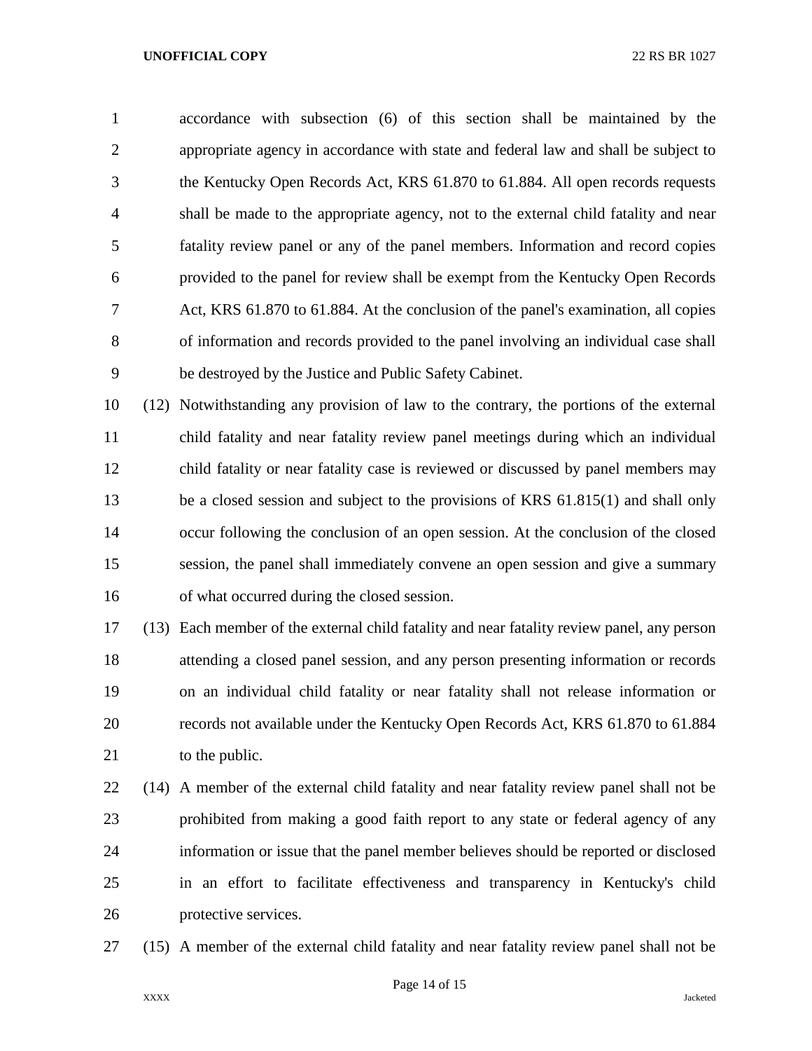accordance with subsection (6) of this section shall be maintained by the appropriate agency in accordance with state and federal law and shall be subject to the Kentucky Open Records Act, KRS 61.870 to 61.884. All open records requests shall be made to the appropriate agency, not to the external child fatality and near fatality review panel or any of the panel members. Information and record copies provided to the panel for review shall be exempt from the Kentucky Open Records Act, KRS 61.870 to 61.884. At the conclusion of the panel's examination, all copies of information and records provided to the panel involving an individual case shall be destroyed by the Justice and Public Safety Cabinet.

(12) Notwithstanding any provision of law to the contrary, the portions of the external child fatality and near fatality review panel meetings during which an individual child fatality or near fatality case is reviewed or discussed by panel members may be a closed session and subject to the provisions of KRS 61.815(1) and shall only occur following the conclusion of an open session. At the conclusion of the closed session, the panel shall immediately convene an open session and give a summary of what occurred during the closed session.

(13) Each member of the external child fatality and near fatality review panel, any person attending a closed panel session, and any person presenting information or records on an individual child fatality or near fatality shall not release information or records not available under the Kentucky Open Records Act, KRS 61.870 to 61.884 to the public.

(14) A member of the external child fatality and near fatality review panel shall not be prohibited from making a good faith report to any state or federal agency of any information or issue that the panel member believes should be reported or disclosed in an effort to facilitate effectiveness and transparency in Kentucky's child protective services.

(15) A member of the external child fatality and near fatality review panel shall not be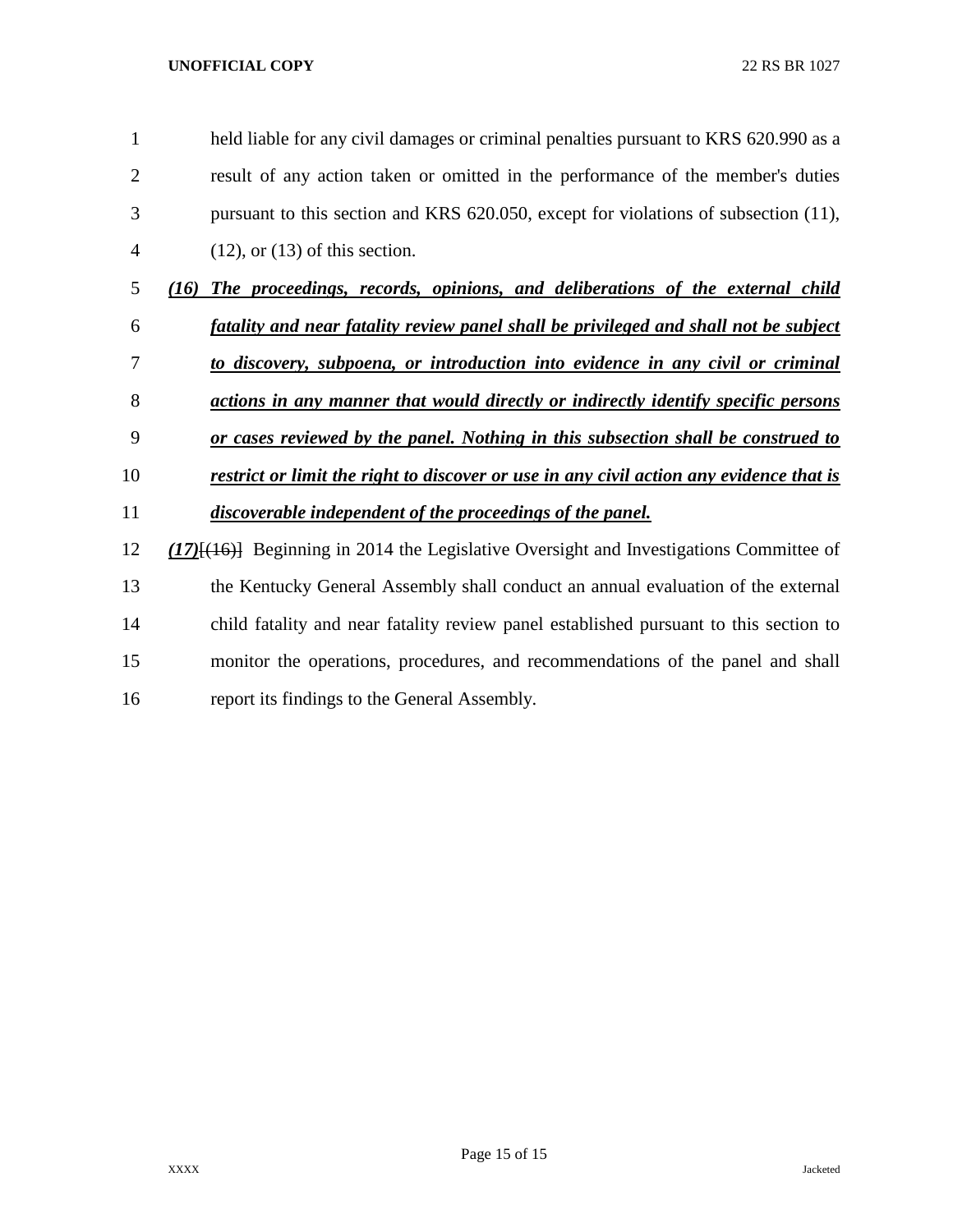held liable for any civil damages or criminal penalties pursuant to KRS 620.990 as a result of any action taken or omitted in the performance of the member's duties pursuant to this section and KRS 620.050, except for violations of subsection (11), (12), or (13) of this section.

***(16) The proceedings, records, opinions, and deliberations of the external child fatality and near fatality review panel shall be privileged and shall not be subject to discovery, subpoena, or introduction into evidence in any civil or criminal actions in any manner that would directly or indirectly identify specific persons or cases reviewed by the panel. Nothing in this subsection shall be construed to restrict or limit the right to discover or use in any civil action any evidence that is discoverable independent of the proceedings of the panel.***

***(17)***[~~(16)~~] Beginning in 2014 the Legislative Oversight and Investigations Committee of the Kentucky General Assembly shall conduct an annual evaluation of the external child fatality and near fatality review panel established pursuant to this section to monitor the operations, procedures, and recommendations of the panel and shall report its findings to the General Assembly.